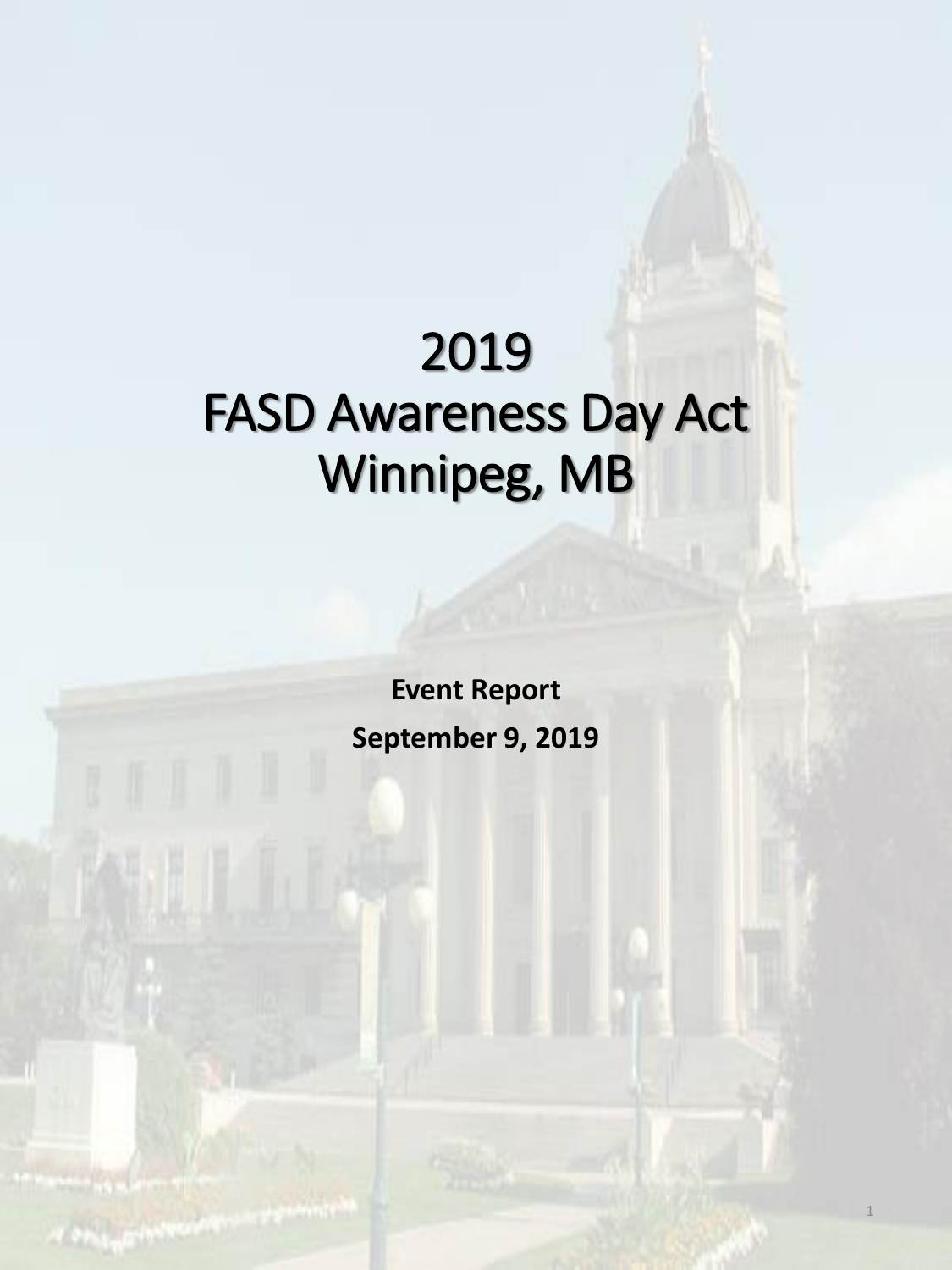# 2019
# FASD Awareness Day Act
# Winnipeg, MB

**Event Report**

**September 9, 2019**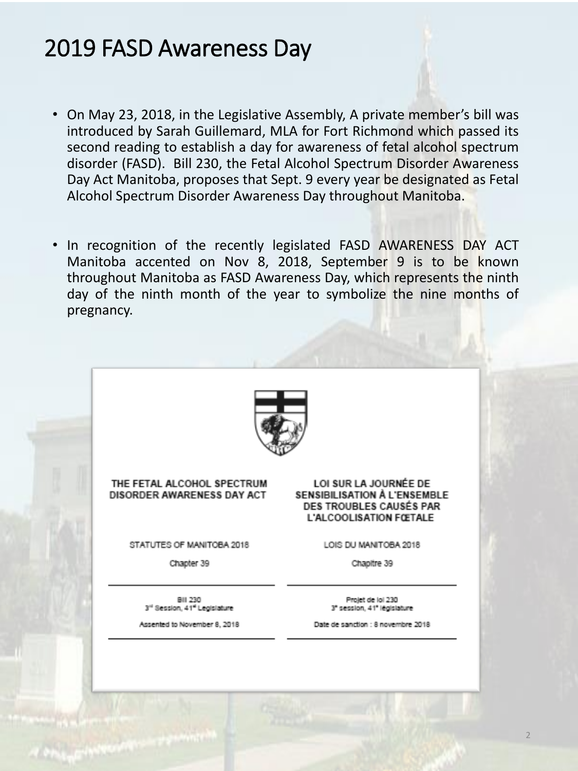# 2019 FASD Awareness Day

- On May 23, 2018, in the Legislative Assembly, A private member's bill was introduced by Sarah Guillemard, MLA for Fort Richmond which passed its second reading to establish a day for awareness of fetal alcohol spectrum disorder (FASD). Bill 230, the Fetal Alcohol Spectrum Disorder Awareness Day Act Manitoba, proposes that Sept. 9 every year be designated as Fetal Alcohol Spectrum Disorder Awareness Day throughout Manitoba.

- In recognition of the recently legislated FASD AWARENESS DAY ACT Manitoba accented on Nov 8, 2018, September 9 is to be known throughout Manitoba as FASD Awareness Day, which represents the ninth day of the ninth month of the year to symbolize the nine months of pregnancy.

| THE FETAL ALCOHOL SPECTRUM DISORDER AWARENESS DAY ACT | LOI SUR LA JOURNÉE DE SENSIBILISATION À L'ENSEMBLE DES TROUBLES CAUSÉS PAR L'ALCOOLISATION FŒTALE |
| --- | --- |
| STATUTES OF MANITOBA 2018 | LOIS DU MANITOBA 2018 |
| Chapter 39 | Chapitre 39 |
| Bill 230<br>3rd Session, 41st Legislature | Projet de loi 230<br>3e session, 41e législature |
| Assented to November 8, 2018 | Date de sanction : 8 novembre 2018 |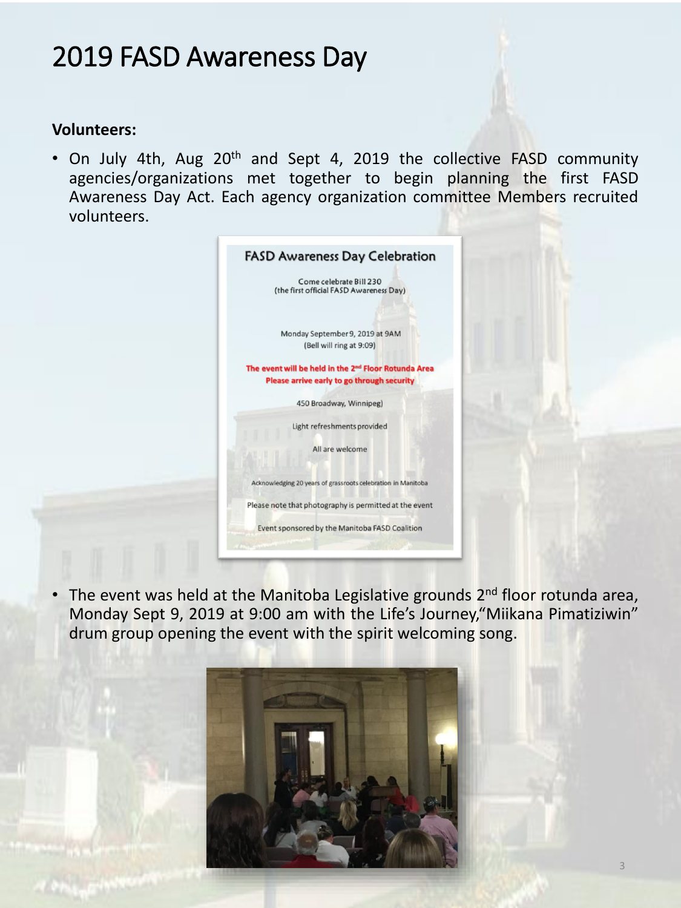# 2019 FASD Awareness Day

**Volunteers:**

- On July 4th, Aug 20th and Sept 4, 2019 the collective FASD community agencies/organizations met together to begin planning the first FASD Awareness Day Act. Each agency organization committee Members recruited volunteers.

**FASD Awareness Day Celebration**

Come celebrate Bill 230
(the first official FASD Awareness Day)

Monday September 9, 2019 at 9AM
(Bell will ring at 9:09)

**The event will be held in the 2nd Floor Rotunda Area**
**Please arrive early to go through security**

450 Broadway, Winnipeg)

Light refreshments provided

All are welcome

Acknowledging 20 years of grassroots celebration in Manitoba

Please note that photography is permitted at the event

Event sponsored by the Manitoba FASD Coalition

- The event was held at the Manitoba Legislative grounds 2nd floor rotunda area, Monday Sept 9, 2019 at 9:00 am with the Life's Journey,"Miikana Pimatiziwin" drum group opening the event with the spirit welcoming song.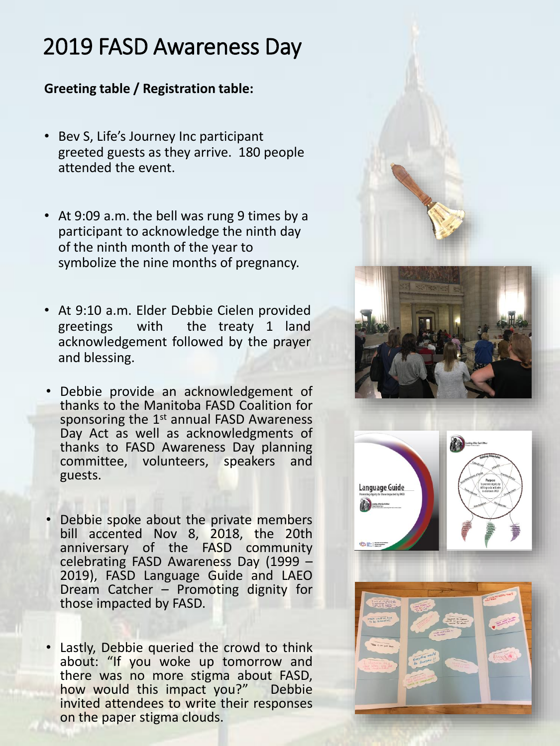# 2019 FASD Awareness Day

**Greeting table / Registration table:**

- Bev S, Life's Journey Inc participant greeted guests as they arrive. 180 people attended the event.
- At 9:09 a.m. the bell was rung 9 times by a participant to acknowledge the ninth day of the ninth month of the year to symbolize the nine months of pregnancy.
- At 9:10 a.m. Elder Debbie Cielen provided greetings with the treaty 1 land acknowledgement followed by the prayer and blessing.
- Debbie provide an acknowledgement of thanks to the Manitoba FASD Coalition for sponsoring the 1st annual FASD Awareness Day Act as well as acknowledgments of thanks to FASD Awareness Day planning committee, volunteers, speakers and guests.
- Debbie spoke about the private members bill accented Nov 8, 2018, the 20th anniversary of the FASD community celebrating FASD Awareness Day (1999 – 2019), FASD Language Guide and LAEO Dream Catcher – Promoting dignity for those impacted by FASD.
- Lastly, Debbie queried the crowd to think about: "If you woke up tomorrow and there was no more stigma about FASD, how would this impact you?" Debbie invited attendees to write their responses on the paper stigma clouds.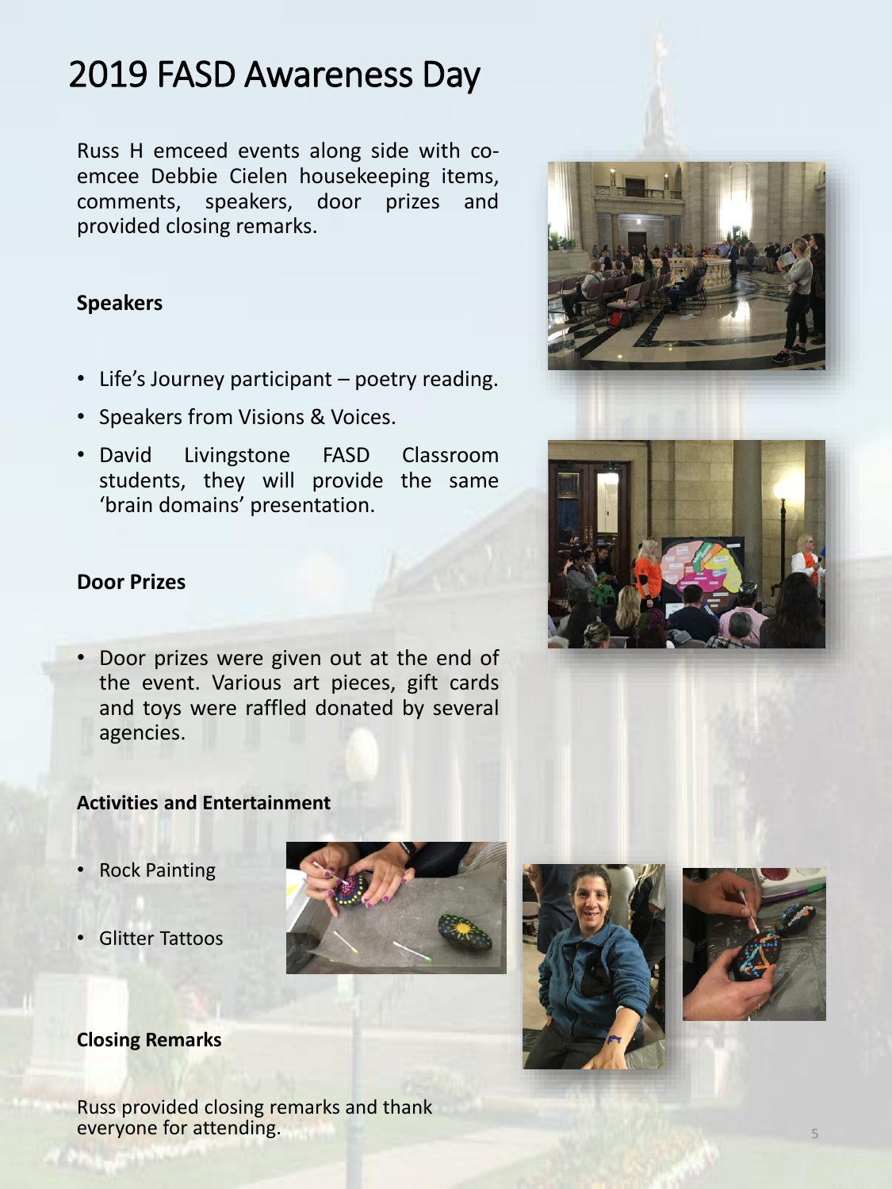# 2019 FASD Awareness Day

Russ H emceed events along side with co-emcee Debbie Cielen housekeeping items, comments, speakers, door prizes and provided closing remarks.

**Speakers**

- Life's Journey participant – poetry reading.
- Speakers from Visions & Voices.
- David Livingstone FASD Classroom students, they will provide the same 'brain domains' presentation.

**Door Prizes**

- Door prizes were given out at the end of the event. Various art pieces, gift cards and toys were raffled donated by several agencies.

**Activities and Entertainment**

- Rock Painting
- Glitter Tattoos

**Closing Remarks**

Russ provided closing remarks and thank everyone for attending.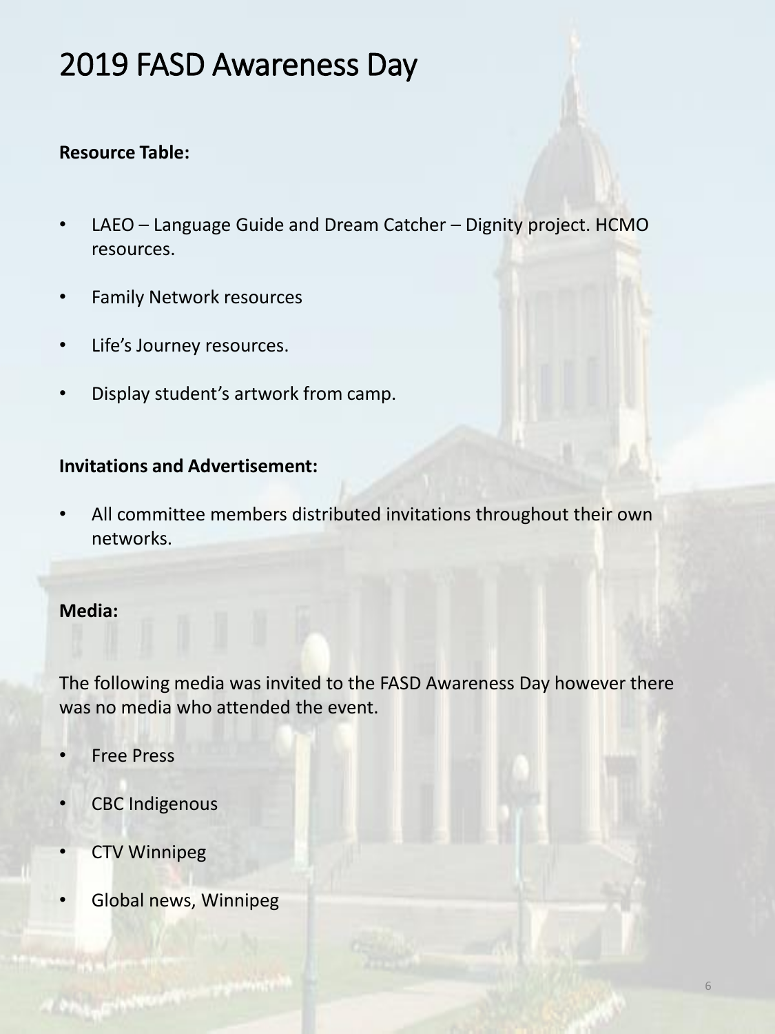# 2019 FASD Awareness Day

**Resource Table:**

- LAEO – Language Guide and Dream Catcher – Dignity project. HCMO resources.
- Family Network resources
- Life's Journey resources.
- Display student's artwork from camp.

**Invitations and Advertisement:**

- All committee members distributed invitations throughout their own networks.

**Media:**

The following media was invited to the FASD Awareness Day however there was no media who attended the event.

- Free Press
- CBC Indigenous
- CTV Winnipeg
- Global news, Winnipeg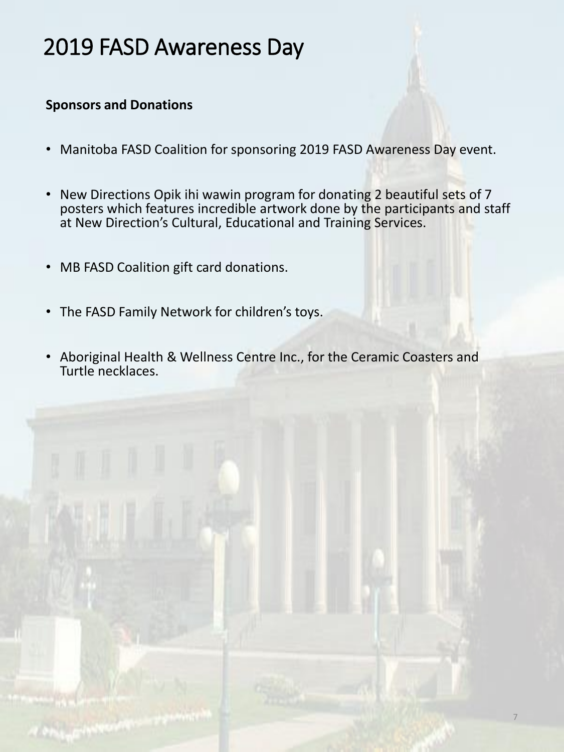# 2019 FASD Awareness Day

**Sponsors and Donations**

- Manitoba FASD Coalition for sponsoring 2019 FASD Awareness Day event.
- New Directions Opik ihi wawin program for donating 2 beautiful sets of 7 posters which features incredible artwork done by the participants and staff at New Direction's Cultural, Educational and Training Services.
- MB FASD Coalition gift card donations.
- The FASD Family Network for children's toys.
- Aboriginal Health & Wellness Centre Inc., for the Ceramic Coasters and Turtle necklaces.